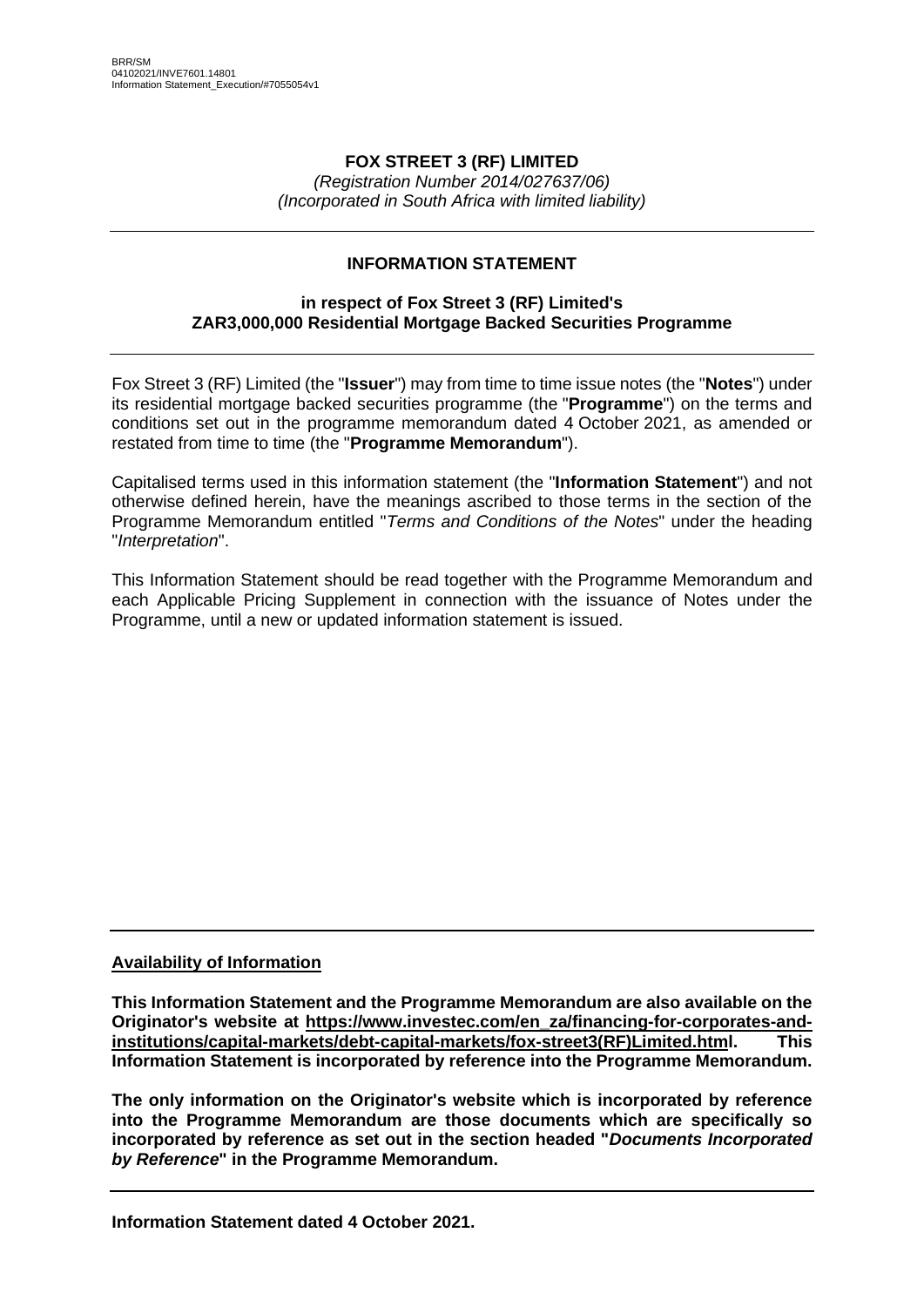BRR/SM
04102021/INVE7601.14801
Information Statement_Execution/#7055054v1

# FOX STREET 3 (RF) LIMITED

*(Registration Number 2014/027637/06)*
*(Incorporated in South Africa with limited liability)*

---

## INFORMATION STATEMENT

### in respect of Fox Street 3 (RF) Limited's ZAR3,000,000 Residential Mortgage Backed Securities Programme

---

Fox Street 3 (RF) Limited (the "**Issuer**") may from time to time issue notes (the "**Notes**") under its residential mortgage backed securities programme (the "**Programme**") on the terms and conditions set out in the programme memorandum dated 4 October 2021, as amended or restated from time to time (the "**Programme Memorandum**").

Capitalised terms used in this information statement (the "**Information Statement**") and not otherwise defined herein, have the meanings ascribed to those terms in the section of the Programme Memorandum entitled "*Terms and Conditions of the Notes*" under the heading "*Interpretation*".

This Information Statement should be read together with the Programme Memorandum and each Applicable Pricing Supplement in connection with the issuance of Notes under the Programme, until a new or updated information statement is issued.

---

**Availability of Information**

**This Information Statement and the Programme Memorandum are also available on the Originator's website at https://www.investec.com/en_za/financing-for-corporates-and-institutions/capital-markets/debt-capital-markets/fox-street3(RF)Limited.html. This Information Statement is incorporated by reference into the Programme Memorandum.**

**The only information on the Originator's website which is incorporated by reference into the Programme Memorandum are those documents which are specifically so incorporated by reference as set out in the section headed "*Documents Incorporated by Reference*" in the Programme Memorandum.**

---

**Information Statement dated 4 October 2021.**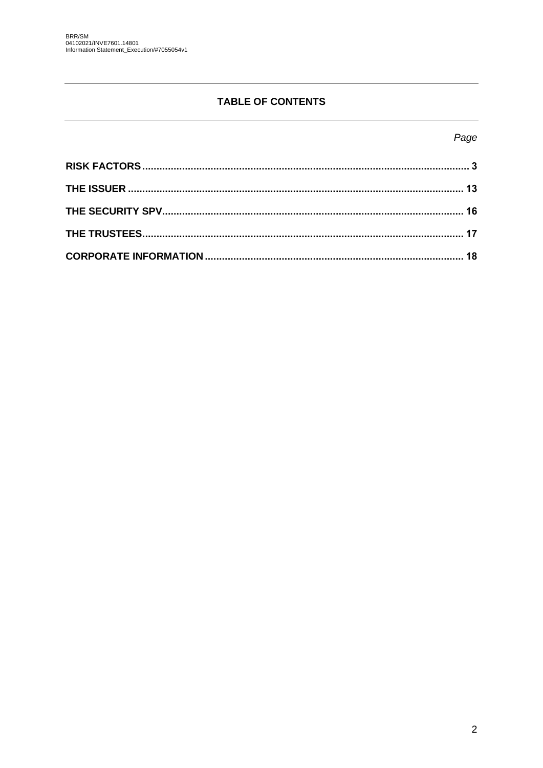## TABLE OF CONTENTS

| | *Page* |
|---|---|
| **RISK FACTORS** | **3** |
| **THE ISSUER** | **13** |
| **THE SECURITY SPV** | **16** |
| **THE TRUSTEES** | **17** |
| **CORPORATE INFORMATION** | **18** |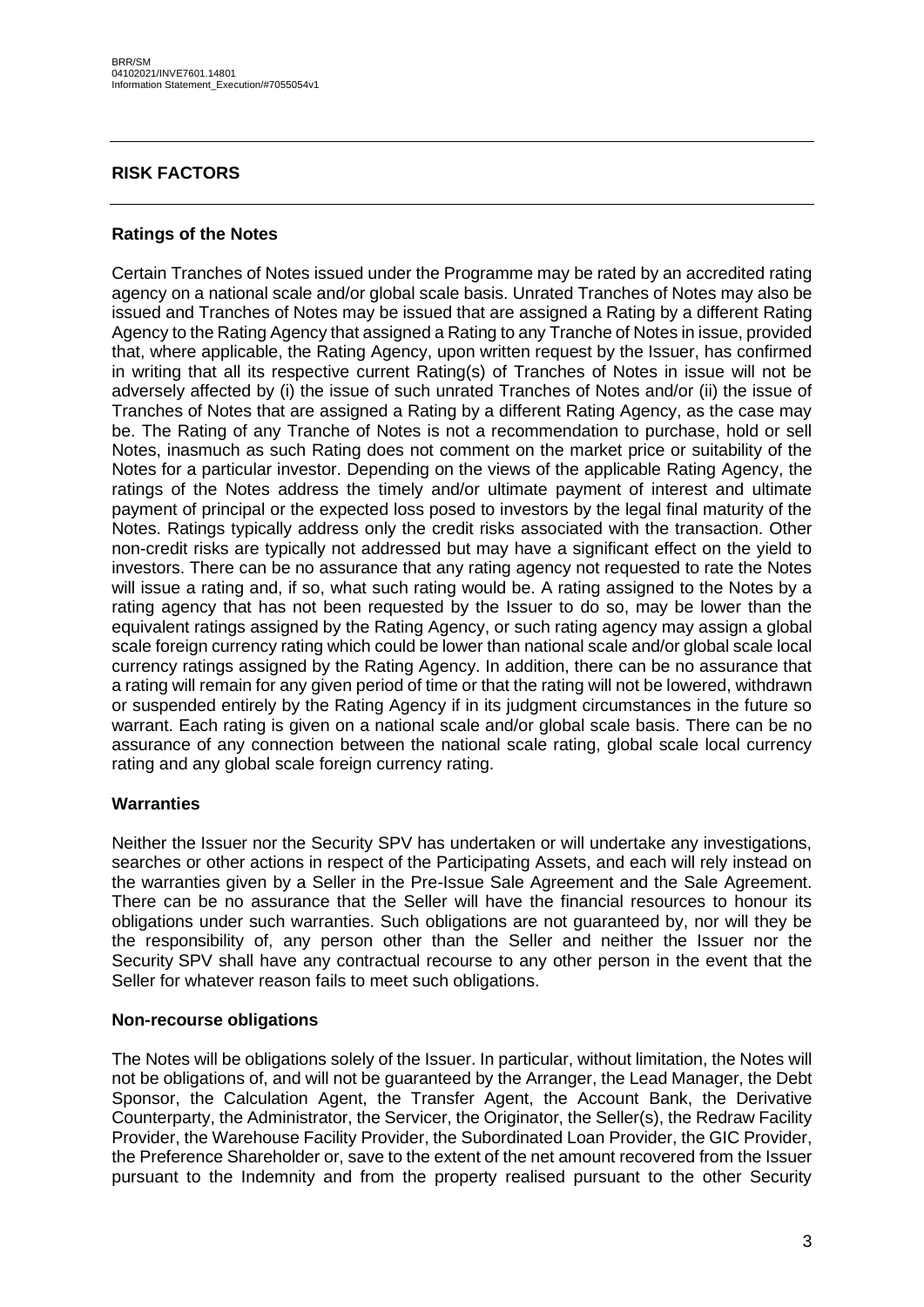## RISK FACTORS

### Ratings of the Notes

Certain Tranches of Notes issued under the Programme may be rated by an accredited rating agency on a national scale and/or global scale basis. Unrated Tranches of Notes may also be issued and Tranches of Notes may be issued that are assigned a Rating by a different Rating Agency to the Rating Agency that assigned a Rating to any Tranche of Notes in issue, provided that, where applicable, the Rating Agency, upon written request by the Issuer, has confirmed in writing that all its respective current Rating(s) of Tranches of Notes in issue will not be adversely affected by (i) the issue of such unrated Tranches of Notes and/or (ii) the issue of Tranches of Notes that are assigned a Rating by a different Rating Agency, as the case may be. The Rating of any Tranche of Notes is not a recommendation to purchase, hold or sell Notes, inasmuch as such Rating does not comment on the market price or suitability of the Notes for a particular investor. Depending on the views of the applicable Rating Agency, the ratings of the Notes address the timely and/or ultimate payment of interest and ultimate payment of principal or the expected loss posed to investors by the legal final maturity of the Notes. Ratings typically address only the credit risks associated with the transaction. Other non-credit risks are typically not addressed but may have a significant effect on the yield to investors. There can be no assurance that any rating agency not requested to rate the Notes will issue a rating and, if so, what such rating would be. A rating assigned to the Notes by a rating agency that has not been requested by the Issuer to do so, may be lower than the equivalent ratings assigned by the Rating Agency, or such rating agency may assign a global scale foreign currency rating which could be lower than national scale and/or global scale local currency ratings assigned by the Rating Agency. In addition, there can be no assurance that a rating will remain for any given period of time or that the rating will not be lowered, withdrawn or suspended entirely by the Rating Agency if in its judgment circumstances in the future so warrant. Each rating is given on a national scale and/or global scale basis. There can be no assurance of any connection between the national scale rating, global scale local currency rating and any global scale foreign currency rating.

### Warranties

Neither the Issuer nor the Security SPV has undertaken or will undertake any investigations, searches or other actions in respect of the Participating Assets, and each will rely instead on the warranties given by a Seller in the Pre-Issue Sale Agreement and the Sale Agreement. There can be no assurance that the Seller will have the financial resources to honour its obligations under such warranties. Such obligations are not guaranteed by, nor will they be the responsibility of, any person other than the Seller and neither the Issuer nor the Security SPV shall have any contractual recourse to any other person in the event that the Seller for whatever reason fails to meet such obligations.

### Non-recourse obligations

The Notes will be obligations solely of the Issuer. In particular, without limitation, the Notes will not be obligations of, and will not be guaranteed by the Arranger, the Lead Manager, the Debt Sponsor, the Calculation Agent, the Transfer Agent, the Account Bank, the Derivative Counterparty, the Administrator, the Servicer, the Originator, the Seller(s), the Redraw Facility Provider, the Warehouse Facility Provider, the Subordinated Loan Provider, the GIC Provider, the Preference Shareholder or, save to the extent of the net amount recovered from the Issuer pursuant to the Indemnity and from the property realised pursuant to the other Security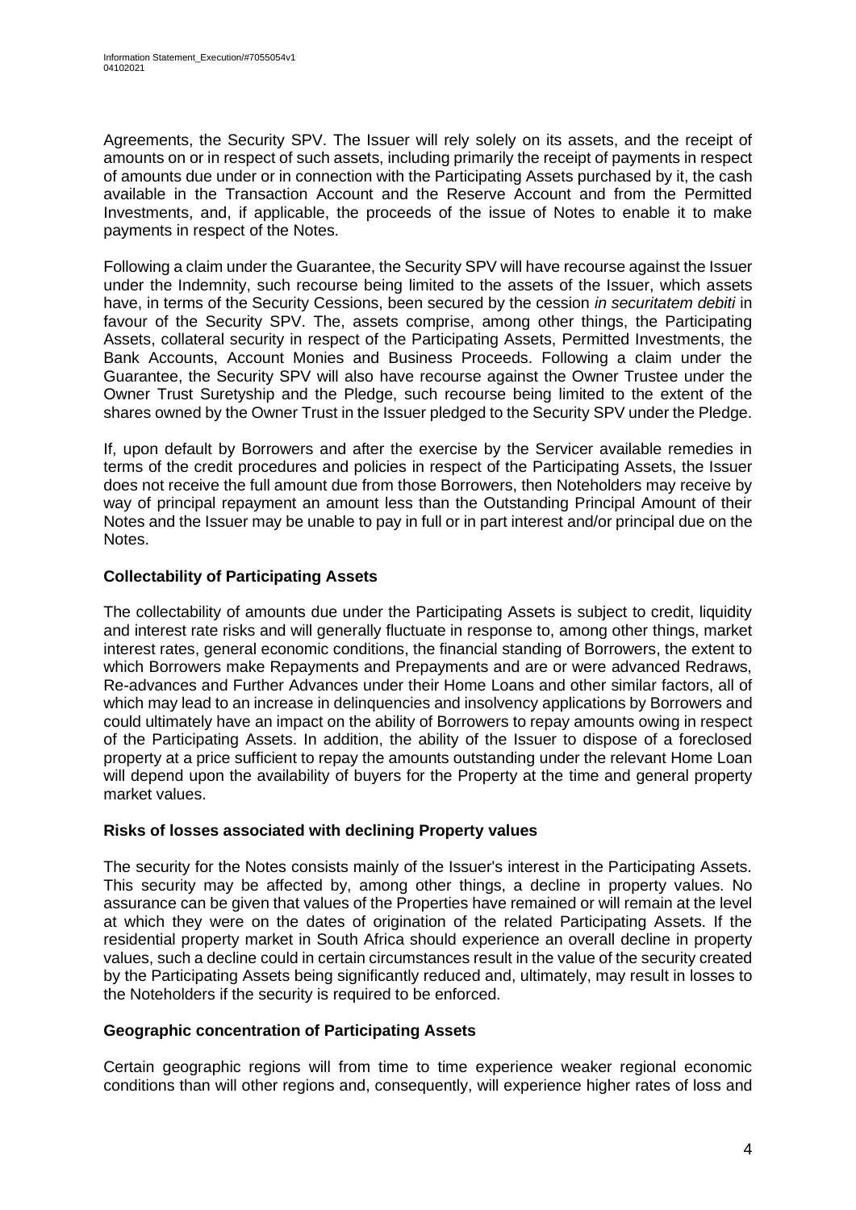Agreements, the Security SPV. The Issuer will rely solely on its assets, and the receipt of amounts on or in respect of such assets, including primarily the receipt of payments in respect of amounts due under or in connection with the Participating Assets purchased by it, the cash available in the Transaction Account and the Reserve Account and from the Permitted Investments, and, if applicable, the proceeds of the issue of Notes to enable it to make payments in respect of the Notes.

Following a claim under the Guarantee, the Security SPV will have recourse against the Issuer under the Indemnity, such recourse being limited to the assets of the Issuer, which assets have, in terms of the Security Cessions, been secured by the cession *in securitatem debiti* in favour of the Security SPV. The, assets comprise, among other things, the Participating Assets, collateral security in respect of the Participating Assets, Permitted Investments, the Bank Accounts, Account Monies and Business Proceeds. Following a claim under the Guarantee, the Security SPV will also have recourse against the Owner Trustee under the Owner Trust Suretyship and the Pledge, such recourse being limited to the extent of the shares owned by the Owner Trust in the Issuer pledged to the Security SPV under the Pledge.

If, upon default by Borrowers and after the exercise by the Servicer available remedies in terms of the credit procedures and policies in respect of the Participating Assets, the Issuer does not receive the full amount due from those Borrowers, then Noteholders may receive by way of principal repayment an amount less than the Outstanding Principal Amount of their Notes and the Issuer may be unable to pay in full or in part interest and/or principal due on the Notes.

**Collectability of Participating Assets**

The collectability of amounts due under the Participating Assets is subject to credit, liquidity and interest rate risks and will generally fluctuate in response to, among other things, market interest rates, general economic conditions, the financial standing of Borrowers, the extent to which Borrowers make Repayments and Prepayments and are or were advanced Redraws, Re-advances and Further Advances under their Home Loans and other similar factors, all of which may lead to an increase in delinquencies and insolvency applications by Borrowers and could ultimately have an impact on the ability of Borrowers to repay amounts owing in respect of the Participating Assets. In addition, the ability of the Issuer to dispose of a foreclosed property at a price sufficient to repay the amounts outstanding under the relevant Home Loan will depend upon the availability of buyers for the Property at the time and general property market values.

**Risks of losses associated with declining Property values**

The security for the Notes consists mainly of the Issuer's interest in the Participating Assets. This security may be affected by, among other things, a decline in property values. No assurance can be given that values of the Properties have remained or will remain at the level at which they were on the dates of origination of the related Participating Assets. If the residential property market in South Africa should experience an overall decline in property values, such a decline could in certain circumstances result in the value of the security created by the Participating Assets being significantly reduced and, ultimately, may result in losses to the Noteholders if the security is required to be enforced.

**Geographic concentration of Participating Assets**

Certain geographic regions will from time to time experience weaker regional economic conditions than will other regions and, consequently, will experience higher rates of loss and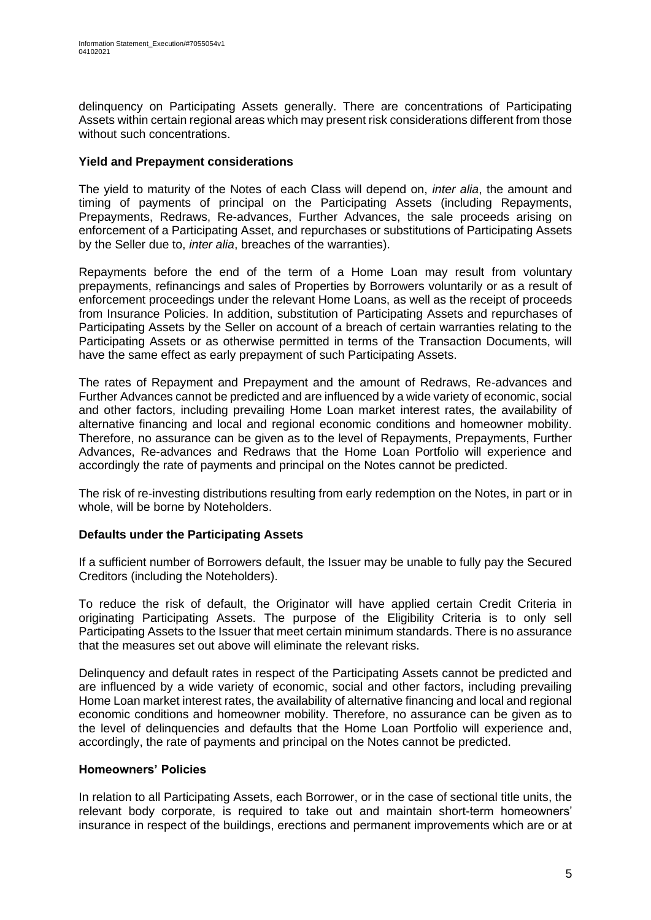delinquency on Participating Assets generally. There are concentrations of Participating Assets within certain regional areas which may present risk considerations different from those without such concentrations.

**Yield and Prepayment considerations**

The yield to maturity of the Notes of each Class will depend on, *inter alia*, the amount and timing of payments of principal on the Participating Assets (including Repayments, Prepayments, Redraws, Re-advances, Further Advances, the sale proceeds arising on enforcement of a Participating Asset, and repurchases or substitutions of Participating Assets by the Seller due to, *inter alia*, breaches of the warranties).

Repayments before the end of the term of a Home Loan may result from voluntary prepayments, refinancings and sales of Properties by Borrowers voluntarily or as a result of enforcement proceedings under the relevant Home Loans, as well as the receipt of proceeds from Insurance Policies. In addition, substitution of Participating Assets and repurchases of Participating Assets by the Seller on account of a breach of certain warranties relating to the Participating Assets or as otherwise permitted in terms of the Transaction Documents, will have the same effect as early prepayment of such Participating Assets.

The rates of Repayment and Prepayment and the amount of Redraws, Re-advances and Further Advances cannot be predicted and are influenced by a wide variety of economic, social and other factors, including prevailing Home Loan market interest rates, the availability of alternative financing and local and regional economic conditions and homeowner mobility. Therefore, no assurance can be given as to the level of Repayments, Prepayments, Further Advances, Re-advances and Redraws that the Home Loan Portfolio will experience and accordingly the rate of payments and principal on the Notes cannot be predicted.

The risk of re-investing distributions resulting from early redemption on the Notes, in part or in whole, will be borne by Noteholders.

**Defaults under the Participating Assets**

If a sufficient number of Borrowers default, the Issuer may be unable to fully pay the Secured Creditors (including the Noteholders).

To reduce the risk of default, the Originator will have applied certain Credit Criteria in originating Participating Assets. The purpose of the Eligibility Criteria is to only sell Participating Assets to the Issuer that meet certain minimum standards. There is no assurance that the measures set out above will eliminate the relevant risks.

Delinquency and default rates in respect of the Participating Assets cannot be predicted and are influenced by a wide variety of economic, social and other factors, including prevailing Home Loan market interest rates, the availability of alternative financing and local and regional economic conditions and homeowner mobility. Therefore, no assurance can be given as to the level of delinquencies and defaults that the Home Loan Portfolio will experience and, accordingly, the rate of payments and principal on the Notes cannot be predicted.

**Homeowners' Policies**

In relation to all Participating Assets, each Borrower, or in the case of sectional title units, the relevant body corporate, is required to take out and maintain short-term homeowners' insurance in respect of the buildings, erections and permanent improvements which are or at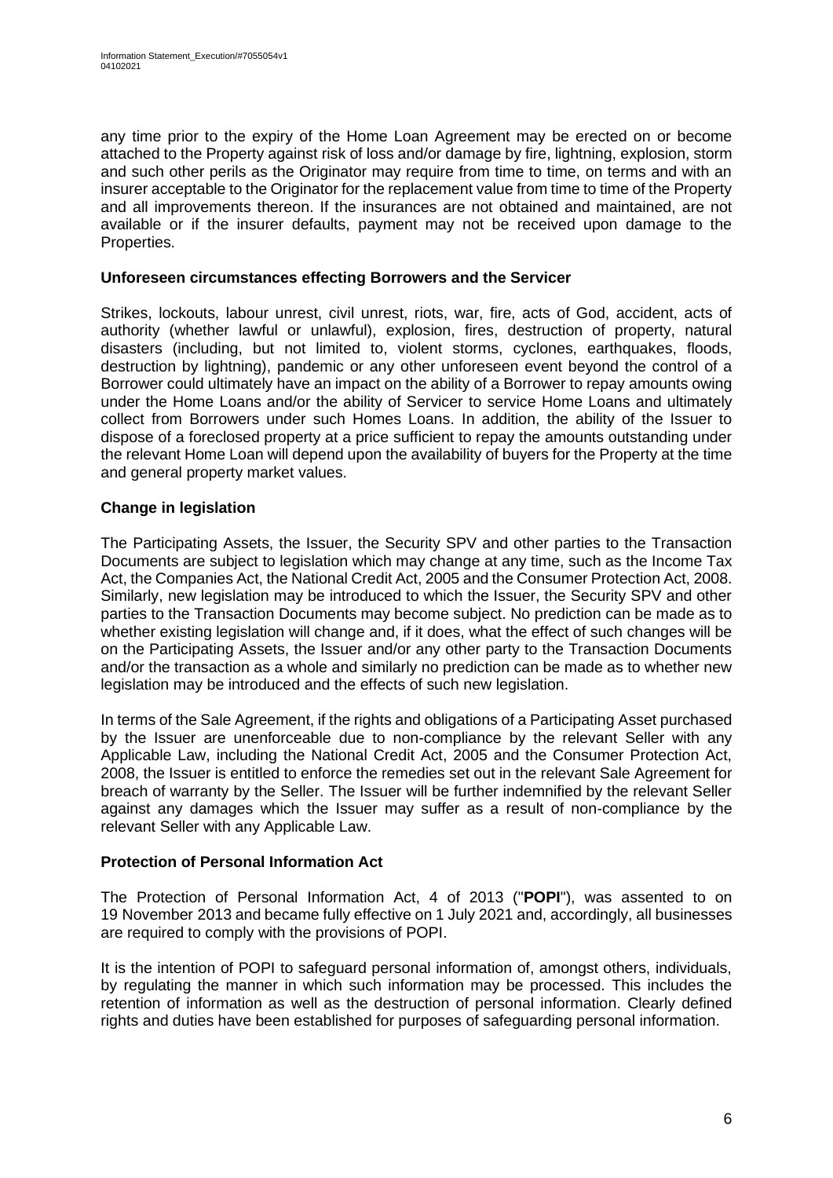any time prior to the expiry of the Home Loan Agreement may be erected on or become attached to the Property against risk of loss and/or damage by fire, lightning, explosion, storm and such other perils as the Originator may require from time to time, on terms and with an insurer acceptable to the Originator for the replacement value from time to time of the Property and all improvements thereon. If the insurances are not obtained and maintained, are not available or if the insurer defaults, payment may not be received upon damage to the Properties.

**Unforeseen circumstances effecting Borrowers and the Servicer**

Strikes, lockouts, labour unrest, civil unrest, riots, war, fire, acts of God, accident, acts of authority (whether lawful or unlawful), explosion, fires, destruction of property, natural disasters (including, but not limited to, violent storms, cyclones, earthquakes, floods, destruction by lightning), pandemic or any other unforeseen event beyond the control of a Borrower could ultimately have an impact on the ability of a Borrower to repay amounts owing under the Home Loans and/or the ability of Servicer to service Home Loans and ultimately collect from Borrowers under such Homes Loans. In addition, the ability of the Issuer to dispose of a foreclosed property at a price sufficient to repay the amounts outstanding under the relevant Home Loan will depend upon the availability of buyers for the Property at the time and general property market values.

**Change in legislation**

The Participating Assets, the Issuer, the Security SPV and other parties to the Transaction Documents are subject to legislation which may change at any time, such as the Income Tax Act, the Companies Act, the National Credit Act, 2005 and the Consumer Protection Act, 2008. Similarly, new legislation may be introduced to which the Issuer, the Security SPV and other parties to the Transaction Documents may become subject. No prediction can be made as to whether existing legislation will change and, if it does, what the effect of such changes will be on the Participating Assets, the Issuer and/or any other party to the Transaction Documents and/or the transaction as a whole and similarly no prediction can be made as to whether new legislation may be introduced and the effects of such new legislation.

In terms of the Sale Agreement, if the rights and obligations of a Participating Asset purchased by the Issuer are unenforceable due to non-compliance by the relevant Seller with any Applicable Law, including the National Credit Act, 2005 and the Consumer Protection Act, 2008, the Issuer is entitled to enforce the remedies set out in the relevant Sale Agreement for breach of warranty by the Seller. The Issuer will be further indemnified by the relevant Seller against any damages which the Issuer may suffer as a result of non-compliance by the relevant Seller with any Applicable Law.

**Protection of Personal Information Act**

The Protection of Personal Information Act, 4 of 2013 ("**POPI**"), was assented to on 19 November 2013 and became fully effective on 1 July 2021 and, accordingly, all businesses are required to comply with the provisions of POPI.

It is the intention of POPI to safeguard personal information of, amongst others, individuals, by regulating the manner in which such information may be processed. This includes the retention of information as well as the destruction of personal information. Clearly defined rights and duties have been established for purposes of safeguarding personal information.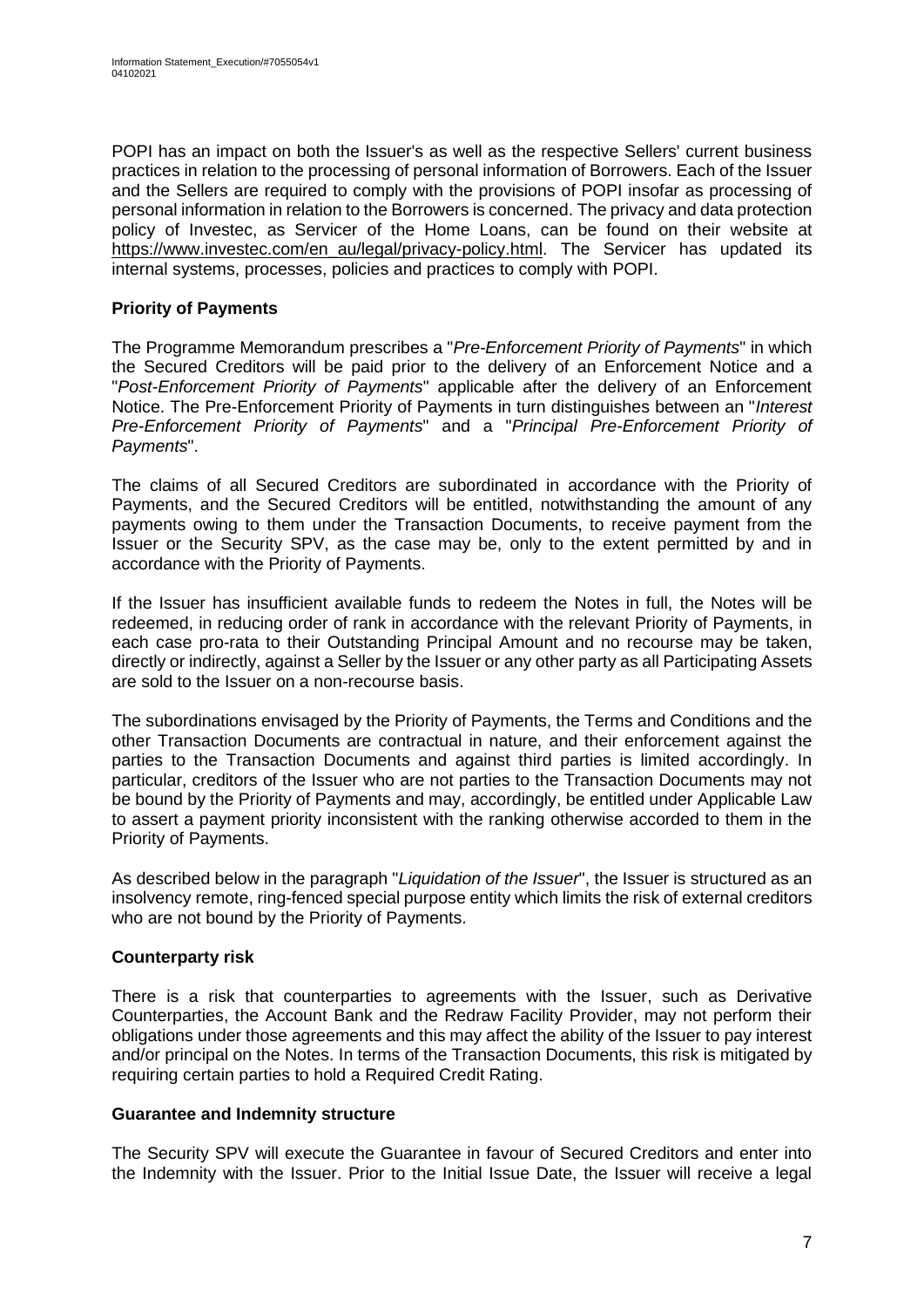POPI has an impact on both the Issuer's as well as the respective Sellers' current business practices in relation to the processing of personal information of Borrowers. Each of the Issuer and the Sellers are required to comply with the provisions of POPI insofar as processing of personal information in relation to the Borrowers is concerned. The privacy and data protection policy of Investec, as Servicer of the Home Loans, can be found on their website at https://www.investec.com/en_au/legal/privacy-policy.html. The Servicer has updated its internal systems, processes, policies and practices to comply with POPI.

**Priority of Payments**

The Programme Memorandum prescribes a "*Pre-Enforcement Priority of Payments*" in which the Secured Creditors will be paid prior to the delivery of an Enforcement Notice and a "*Post-Enforcement Priority of Payments*" applicable after the delivery of an Enforcement Notice. The Pre-Enforcement Priority of Payments in turn distinguishes between an "*Interest Pre-Enforcement Priority of Payments*" and a "*Principal Pre-Enforcement Priority of Payments*".

The claims of all Secured Creditors are subordinated in accordance with the Priority of Payments, and the Secured Creditors will be entitled, notwithstanding the amount of any payments owing to them under the Transaction Documents, to receive payment from the Issuer or the Security SPV, as the case may be, only to the extent permitted by and in accordance with the Priority of Payments.

If the Issuer has insufficient available funds to redeem the Notes in full, the Notes will be redeemed, in reducing order of rank in accordance with the relevant Priority of Payments, in each case pro-rata to their Outstanding Principal Amount and no recourse may be taken, directly or indirectly, against a Seller by the Issuer or any other party as all Participating Assets are sold to the Issuer on a non-recourse basis.

The subordinations envisaged by the Priority of Payments, the Terms and Conditions and the other Transaction Documents are contractual in nature, and their enforcement against the parties to the Transaction Documents and against third parties is limited accordingly. In particular, creditors of the Issuer who are not parties to the Transaction Documents may not be bound by the Priority of Payments and may, accordingly, be entitled under Applicable Law to assert a payment priority inconsistent with the ranking otherwise accorded to them in the Priority of Payments.

As described below in the paragraph "*Liquidation of the Issuer*", the Issuer is structured as an insolvency remote, ring-fenced special purpose entity which limits the risk of external creditors who are not bound by the Priority of Payments.

**Counterparty risk**

There is a risk that counterparties to agreements with the Issuer, such as Derivative Counterparties, the Account Bank and the Redraw Facility Provider, may not perform their obligations under those agreements and this may affect the ability of the Issuer to pay interest and/or principal on the Notes. In terms of the Transaction Documents, this risk is mitigated by requiring certain parties to hold a Required Credit Rating.

**Guarantee and Indemnity structure**

The Security SPV will execute the Guarantee in favour of Secured Creditors and enter into the Indemnity with the Issuer. Prior to the Initial Issue Date, the Issuer will receive a legal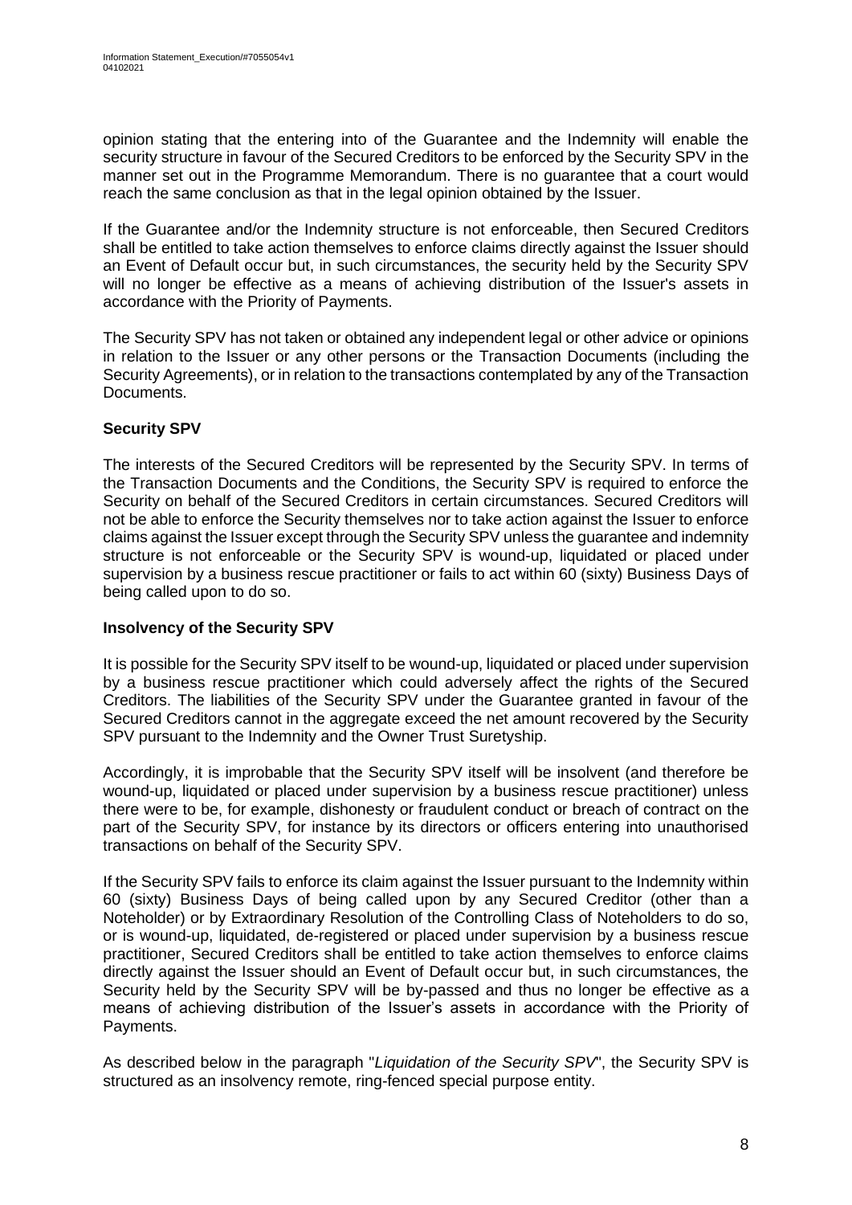opinion stating that the entering into of the Guarantee and the Indemnity will enable the security structure in favour of the Secured Creditors to be enforced by the Security SPV in the manner set out in the Programme Memorandum. There is no guarantee that a court would reach the same conclusion as that in the legal opinion obtained by the Issuer.

If the Guarantee and/or the Indemnity structure is not enforceable, then Secured Creditors shall be entitled to take action themselves to enforce claims directly against the Issuer should an Event of Default occur but, in such circumstances, the security held by the Security SPV will no longer be effective as a means of achieving distribution of the Issuer's assets in accordance with the Priority of Payments.

The Security SPV has not taken or obtained any independent legal or other advice or opinions in relation to the Issuer or any other persons or the Transaction Documents (including the Security Agreements), or in relation to the transactions contemplated by any of the Transaction Documents.

**Security SPV**

The interests of the Secured Creditors will be represented by the Security SPV. In terms of the Transaction Documents and the Conditions, the Security SPV is required to enforce the Security on behalf of the Secured Creditors in certain circumstances. Secured Creditors will not be able to enforce the Security themselves nor to take action against the Issuer to enforce claims against the Issuer except through the Security SPV unless the guarantee and indemnity structure is not enforceable or the Security SPV is wound-up, liquidated or placed under supervision by a business rescue practitioner or fails to act within 60 (sixty) Business Days of being called upon to do so.

**Insolvency of the Security SPV**

It is possible for the Security SPV itself to be wound-up, liquidated or placed under supervision by a business rescue practitioner which could adversely affect the rights of the Secured Creditors. The liabilities of the Security SPV under the Guarantee granted in favour of the Secured Creditors cannot in the aggregate exceed the net amount recovered by the Security SPV pursuant to the Indemnity and the Owner Trust Suretyship.

Accordingly, it is improbable that the Security SPV itself will be insolvent (and therefore be wound-up, liquidated or placed under supervision by a business rescue practitioner) unless there were to be, for example, dishonesty or fraudulent conduct or breach of contract on the part of the Security SPV, for instance by its directors or officers entering into unauthorised transactions on behalf of the Security SPV.

If the Security SPV fails to enforce its claim against the Issuer pursuant to the Indemnity within 60 (sixty) Business Days of being called upon by any Secured Creditor (other than a Noteholder) or by Extraordinary Resolution of the Controlling Class of Noteholders to do so, or is wound-up, liquidated, de-registered or placed under supervision by a business rescue practitioner, Secured Creditors shall be entitled to take action themselves to enforce claims directly against the Issuer should an Event of Default occur but, in such circumstances, the Security held by the Security SPV will be by-passed and thus no longer be effective as a means of achieving distribution of the Issuer's assets in accordance with the Priority of Payments.

As described below in the paragraph "*Liquidation of the Security SPV*", the Security SPV is structured as an insolvency remote, ring-fenced special purpose entity.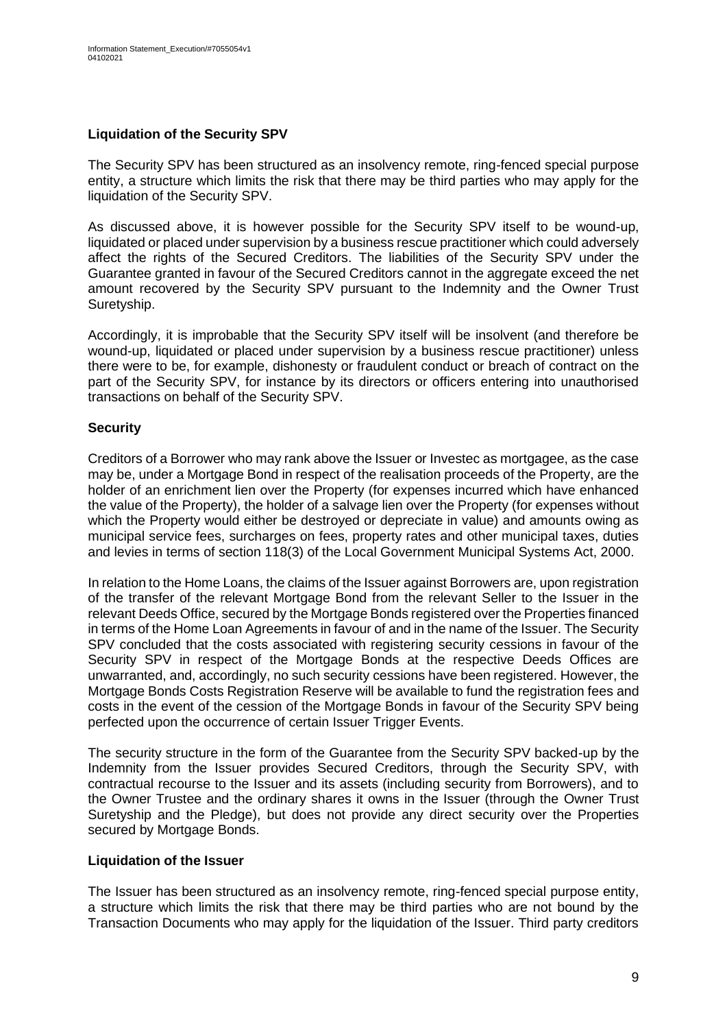**Liquidation of the Security SPV**

The Security SPV has been structured as an insolvency remote, ring-fenced special purpose entity, a structure which limits the risk that there may be third parties who may apply for the liquidation of the Security SPV.

As discussed above, it is however possible for the Security SPV itself to be wound-up, liquidated or placed under supervision by a business rescue practitioner which could adversely affect the rights of the Secured Creditors. The liabilities of the Security SPV under the Guarantee granted in favour of the Secured Creditors cannot in the aggregate exceed the net amount recovered by the Security SPV pursuant to the Indemnity and the Owner Trust Suretyship.

Accordingly, it is improbable that the Security SPV itself will be insolvent (and therefore be wound-up, liquidated or placed under supervision by a business rescue practitioner) unless there were to be, for example, dishonesty or fraudulent conduct or breach of contract on the part of the Security SPV, for instance by its directors or officers entering into unauthorised transactions on behalf of the Security SPV.

**Security**

Creditors of a Borrower who may rank above the Issuer or Investec as mortgagee, as the case may be, under a Mortgage Bond in respect of the realisation proceeds of the Property, are the holder of an enrichment lien over the Property (for expenses incurred which have enhanced the value of the Property), the holder of a salvage lien over the Property (for expenses without which the Property would either be destroyed or depreciate in value) and amounts owing as municipal service fees, surcharges on fees, property rates and other municipal taxes, duties and levies in terms of section 118(3) of the Local Government Municipal Systems Act, 2000.

In relation to the Home Loans, the claims of the Issuer against Borrowers are, upon registration of the transfer of the relevant Mortgage Bond from the relevant Seller to the Issuer in the relevant Deeds Office, secured by the Mortgage Bonds registered over the Properties financed in terms of the Home Loan Agreements in favour of and in the name of the Issuer. The Security SPV concluded that the costs associated with registering security cessions in favour of the Security SPV in respect of the Mortgage Bonds at the respective Deeds Offices are unwarranted, and, accordingly, no such security cessions have been registered. However, the Mortgage Bonds Costs Registration Reserve will be available to fund the registration fees and costs in the event of the cession of the Mortgage Bonds in favour of the Security SPV being perfected upon the occurrence of certain Issuer Trigger Events.

The security structure in the form of the Guarantee from the Security SPV backed-up by the Indemnity from the Issuer provides Secured Creditors, through the Security SPV, with contractual recourse to the Issuer and its assets (including security from Borrowers), and to the Owner Trustee and the ordinary shares it owns in the Issuer (through the Owner Trust Suretyship and the Pledge), but does not provide any direct security over the Properties secured by Mortgage Bonds.

**Liquidation of the Issuer**

The Issuer has been structured as an insolvency remote, ring-fenced special purpose entity, a structure which limits the risk that there may be third parties who are not bound by the Transaction Documents who may apply for the liquidation of the Issuer. Third party creditors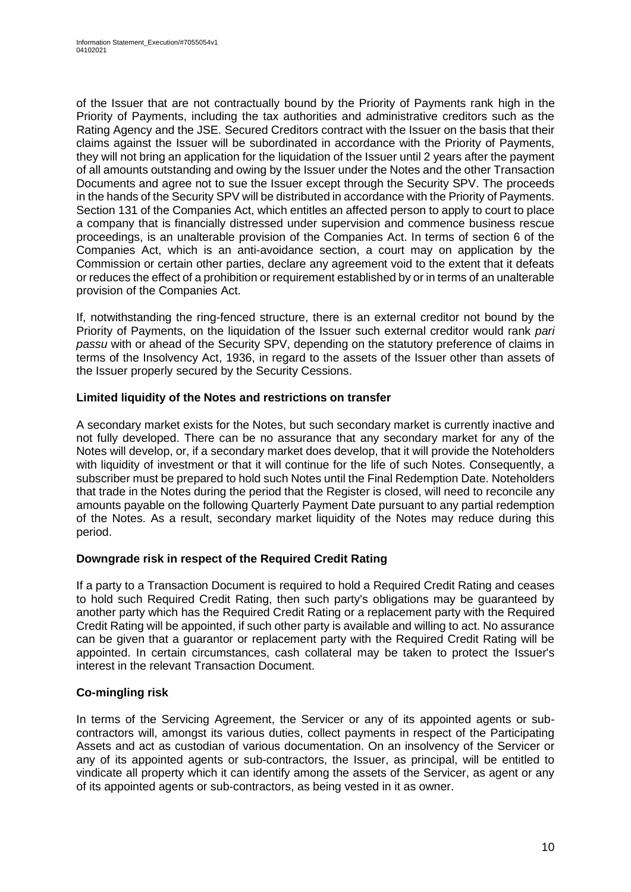of the Issuer that are not contractually bound by the Priority of Payments rank high in the Priority of Payments, including the tax authorities and administrative creditors such as the Rating Agency and the JSE. Secured Creditors contract with the Issuer on the basis that their claims against the Issuer will be subordinated in accordance with the Priority of Payments, they will not bring an application for the liquidation of the Issuer until 2 years after the payment of all amounts outstanding and owing by the Issuer under the Notes and the other Transaction Documents and agree not to sue the Issuer except through the Security SPV. The proceeds in the hands of the Security SPV will be distributed in accordance with the Priority of Payments. Section 131 of the Companies Act, which entitles an affected person to apply to court to place a company that is financially distressed under supervision and commence business rescue proceedings, is an unalterable provision of the Companies Act. In terms of section 6 of the Companies Act, which is an anti-avoidance section, a court may on application by the Commission or certain other parties, declare any agreement void to the extent that it defeats or reduces the effect of a prohibition or requirement established by or in terms of an unalterable provision of the Companies Act.

If, notwithstanding the ring-fenced structure, there is an external creditor not bound by the Priority of Payments, on the liquidation of the Issuer such external creditor would rank *pari passu* with or ahead of the Security SPV, depending on the statutory preference of claims in terms of the Insolvency Act, 1936, in regard to the assets of the Issuer other than assets of the Issuer properly secured by the Security Cessions.

**Limited liquidity of the Notes and restrictions on transfer**

A secondary market exists for the Notes, but such secondary market is currently inactive and not fully developed. There can be no assurance that any secondary market for any of the Notes will develop, or, if a secondary market does develop, that it will provide the Noteholders with liquidity of investment or that it will continue for the life of such Notes. Consequently, a subscriber must be prepared to hold such Notes until the Final Redemption Date. Noteholders that trade in the Notes during the period that the Register is closed, will need to reconcile any amounts payable on the following Quarterly Payment Date pursuant to any partial redemption of the Notes. As a result, secondary market liquidity of the Notes may reduce during this period.

**Downgrade risk in respect of the Required Credit Rating**

If a party to a Transaction Document is required to hold a Required Credit Rating and ceases to hold such Required Credit Rating, then such party's obligations may be guaranteed by another party which has the Required Credit Rating or a replacement party with the Required Credit Rating will be appointed, if such other party is available and willing to act. No assurance can be given that a guarantor or replacement party with the Required Credit Rating will be appointed. In certain circumstances, cash collateral may be taken to protect the Issuer's interest in the relevant Transaction Document.

**Co-mingling risk**

In terms of the Servicing Agreement, the Servicer or any of its appointed agents or sub-contractors will, amongst its various duties, collect payments in respect of the Participating Assets and act as custodian of various documentation. On an insolvency of the Servicer or any of its appointed agents or sub-contractors, the Issuer, as principal, will be entitled to vindicate all property which it can identify among the assets of the Servicer, as agent or any of its appointed agents or sub-contractors, as being vested in it as owner.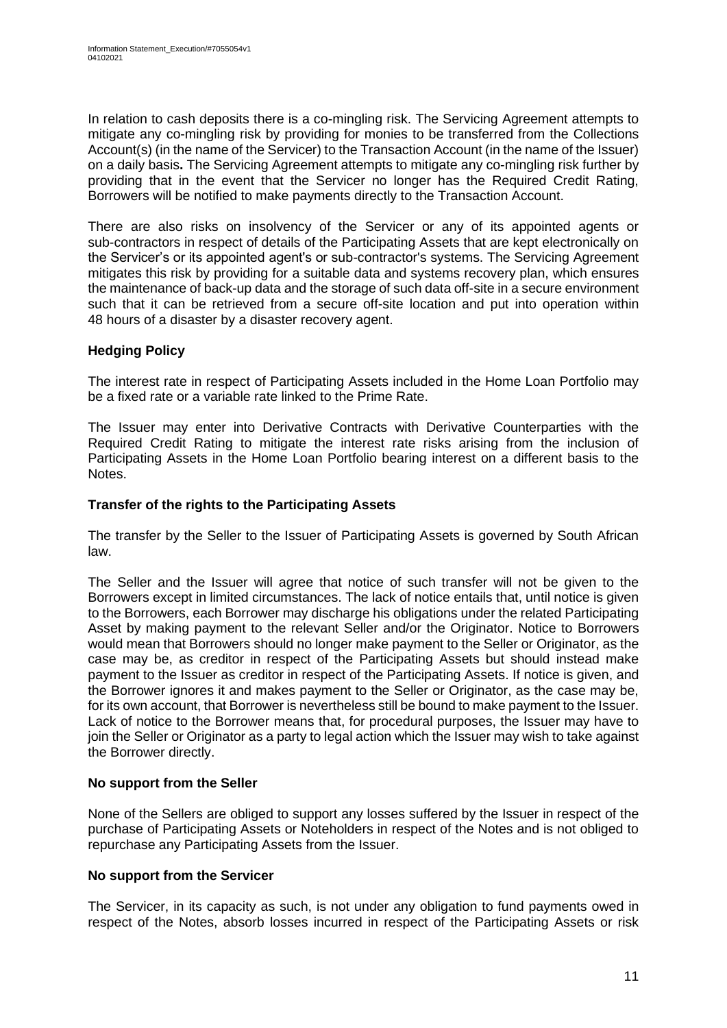In relation to cash deposits there is a co-mingling risk. The Servicing Agreement attempts to mitigate any co-mingling risk by providing for monies to be transferred from the Collections Account(s) (in the name of the Servicer) to the Transaction Account (in the name of the Issuer) on a daily basis**.** The Servicing Agreement attempts to mitigate any co-mingling risk further by providing that in the event that the Servicer no longer has the Required Credit Rating, Borrowers will be notified to make payments directly to the Transaction Account.

There are also risks on insolvency of the Servicer or any of its appointed agents or sub-contractors in respect of details of the Participating Assets that are kept electronically on the Servicer's or its appointed agent's or sub-contractor's systems. The Servicing Agreement mitigates this risk by providing for a suitable data and systems recovery plan, which ensures the maintenance of back-up data and the storage of such data off-site in a secure environment such that it can be retrieved from a secure off-site location and put into operation within 48 hours of a disaster by a disaster recovery agent.

**Hedging Policy**

The interest rate in respect of Participating Assets included in the Home Loan Portfolio may be a fixed rate or a variable rate linked to the Prime Rate.

The Issuer may enter into Derivative Contracts with Derivative Counterparties with the Required Credit Rating to mitigate the interest rate risks arising from the inclusion of Participating Assets in the Home Loan Portfolio bearing interest on a different basis to the Notes.

**Transfer of the rights to the Participating Assets**

The transfer by the Seller to the Issuer of Participating Assets is governed by South African law.

The Seller and the Issuer will agree that notice of such transfer will not be given to the Borrowers except in limited circumstances. The lack of notice entails that, until notice is given to the Borrowers, each Borrower may discharge his obligations under the related Participating Asset by making payment to the relevant Seller and/or the Originator. Notice to Borrowers would mean that Borrowers should no longer make payment to the Seller or Originator, as the case may be, as creditor in respect of the Participating Assets but should instead make payment to the Issuer as creditor in respect of the Participating Assets. If notice is given, and the Borrower ignores it and makes payment to the Seller or Originator, as the case may be, for its own account, that Borrower is nevertheless still be bound to make payment to the Issuer. Lack of notice to the Borrower means that, for procedural purposes, the Issuer may have to join the Seller or Originator as a party to legal action which the Issuer may wish to take against the Borrower directly.

**No support from the Seller**

None of the Sellers are obliged to support any losses suffered by the Issuer in respect of the purchase of Participating Assets or Noteholders in respect of the Notes and is not obliged to repurchase any Participating Assets from the Issuer.

**No support from the Servicer**

The Servicer, in its capacity as such, is not under any obligation to fund payments owed in respect of the Notes, absorb losses incurred in respect of the Participating Assets or risk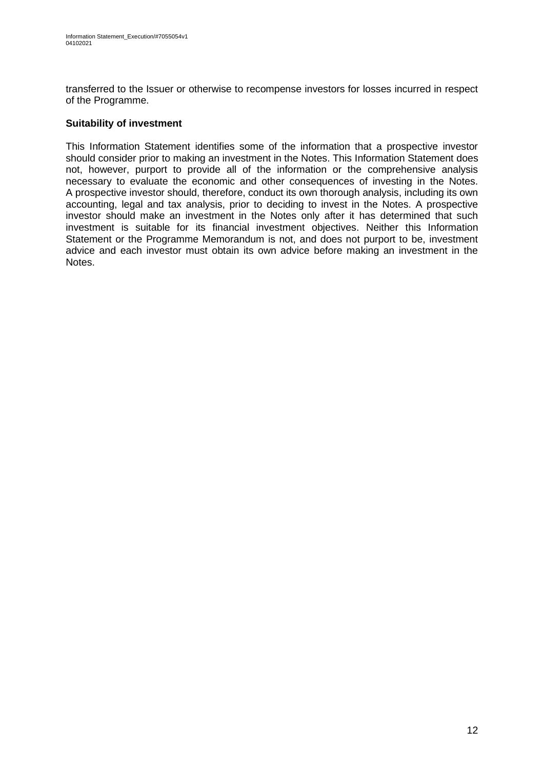transferred to the Issuer or otherwise to recompense investors for losses incurred in respect of the Programme.

**Suitability of investment**

This Information Statement identifies some of the information that a prospective investor should consider prior to making an investment in the Notes. This Information Statement does not, however, purport to provide all of the information or the comprehensive analysis necessary to evaluate the economic and other consequences of investing in the Notes. A prospective investor should, therefore, conduct its own thorough analysis, including its own accounting, legal and tax analysis, prior to deciding to invest in the Notes. A prospective investor should make an investment in the Notes only after it has determined that such investment is suitable for its financial investment objectives. Neither this Information Statement or the Programme Memorandum is not, and does not purport to be, investment advice and each investor must obtain its own advice before making an investment in the Notes.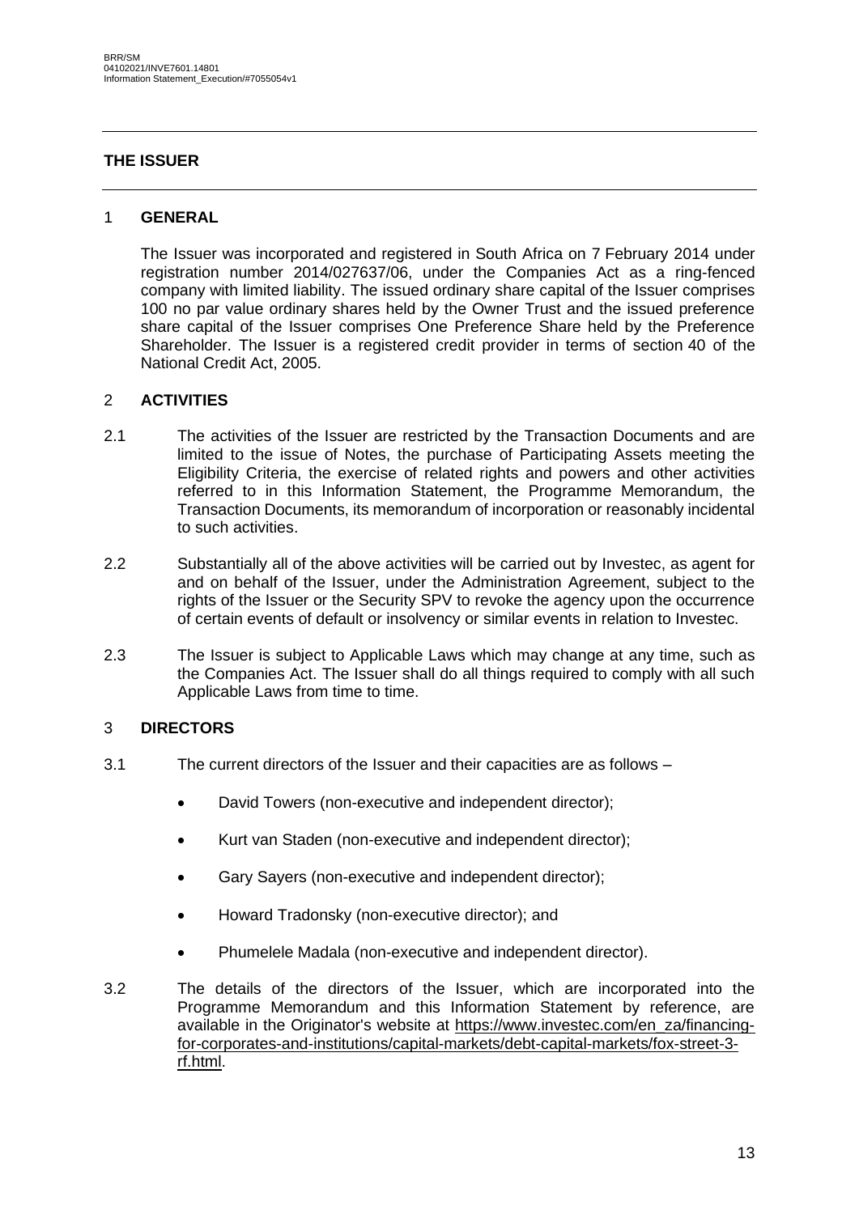## THE ISSUER

### 1 GENERAL

The Issuer was incorporated and registered in South Africa on 7 February 2014 under registration number 2014/027637/06, under the Companies Act as a ring-fenced company with limited liability. The issued ordinary share capital of the Issuer comprises 100 no par value ordinary shares held by the Owner Trust and the issued preference share capital of the Issuer comprises One Preference Share held by the Preference Shareholder. The Issuer is a registered credit provider in terms of section 40 of the National Credit Act, 2005.

### 2 ACTIVITIES

2.1 The activities of the Issuer are restricted by the Transaction Documents and are limited to the issue of Notes, the purchase of Participating Assets meeting the Eligibility Criteria, the exercise of related rights and powers and other activities referred to in this Information Statement, the Programme Memorandum, the Transaction Documents, its memorandum of incorporation or reasonably incidental to such activities.

2.2 Substantially all of the above activities will be carried out by Investec, as agent for and on behalf of the Issuer, under the Administration Agreement, subject to the rights of the Issuer or the Security SPV to revoke the agency upon the occurrence of certain events of default or insolvency or similar events in relation to Investec.

2.3 The Issuer is subject to Applicable Laws which may change at any time, such as the Companies Act. The Issuer shall do all things required to comply with all such Applicable Laws from time to time.

### 3 DIRECTORS

3.1 The current directors of the Issuer and their capacities are as follows –

- David Towers (non-executive and independent director);
- Kurt van Staden (non-executive and independent director);
- Gary Sayers (non-executive and independent director);
- Howard Tradonsky (non-executive director); and
- Phumelele Madala (non-executive and independent director).

3.2 The details of the directors of the Issuer, which are incorporated into the Programme Memorandum and this Information Statement by reference, are available in the Originator's website at https://www.investec.com/en_za/financing-for-corporates-and-institutions/capital-markets/debt-capital-markets/fox-street-3-rf.html.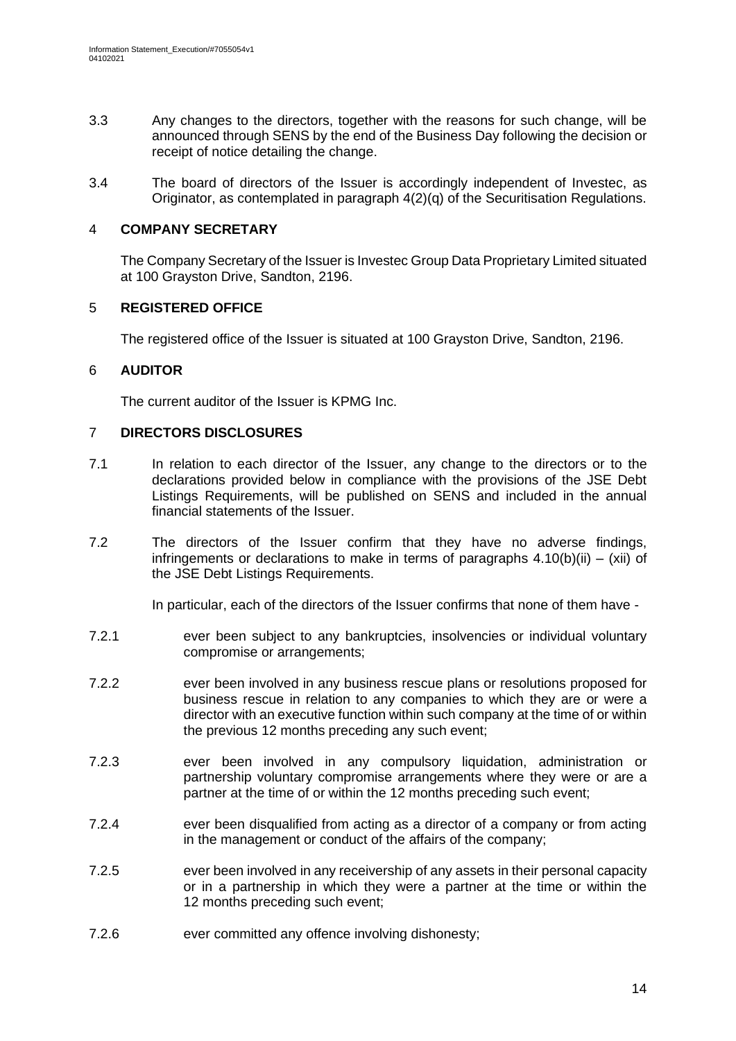3.3 Any changes to the directors, together with the reasons for such change, will be announced through SENS by the end of the Business Day following the decision or receipt of notice detailing the change.

3.4 The board of directors of the Issuer is accordingly independent of Investec, as Originator, as contemplated in paragraph 4(2)(q) of the Securitisation Regulations.

## 4 COMPANY SECRETARY

The Company Secretary of the Issuer is Investec Group Data Proprietary Limited situated at 100 Grayston Drive, Sandton, 2196.

## 5 REGISTERED OFFICE

The registered office of the Issuer is situated at 100 Grayston Drive, Sandton, 2196.

## 6 AUDITOR

The current auditor of the Issuer is KPMG Inc.

## 7 DIRECTORS DISCLOSURES

7.1 In relation to each director of the Issuer, any change to the directors or to the declarations provided below in compliance with the provisions of the JSE Debt Listings Requirements, will be published on SENS and included in the annual financial statements of the Issuer.

7.2 The directors of the Issuer confirm that they have no adverse findings, infringements or declarations to make in terms of paragraphs 4.10(b)(ii) – (xii) of the JSE Debt Listings Requirements.

In particular, each of the directors of the Issuer confirms that none of them have -

7.2.1 ever been subject to any bankruptcies, insolvencies or individual voluntary compromise or arrangements;

7.2.2 ever been involved in any business rescue plans or resolutions proposed for business rescue in relation to any companies to which they are or were a director with an executive function within such company at the time of or within the previous 12 months preceding any such event;

7.2.3 ever been involved in any compulsory liquidation, administration or partnership voluntary compromise arrangements where they were or are a partner at the time of or within the 12 months preceding such event;

7.2.4 ever been disqualified from acting as a director of a company or from acting in the management or conduct of the affairs of the company;

7.2.5 ever been involved in any receivership of any assets in their personal capacity or in a partnership in which they were a partner at the time or within the 12 months preceding such event;

7.2.6 ever committed any offence involving dishonesty;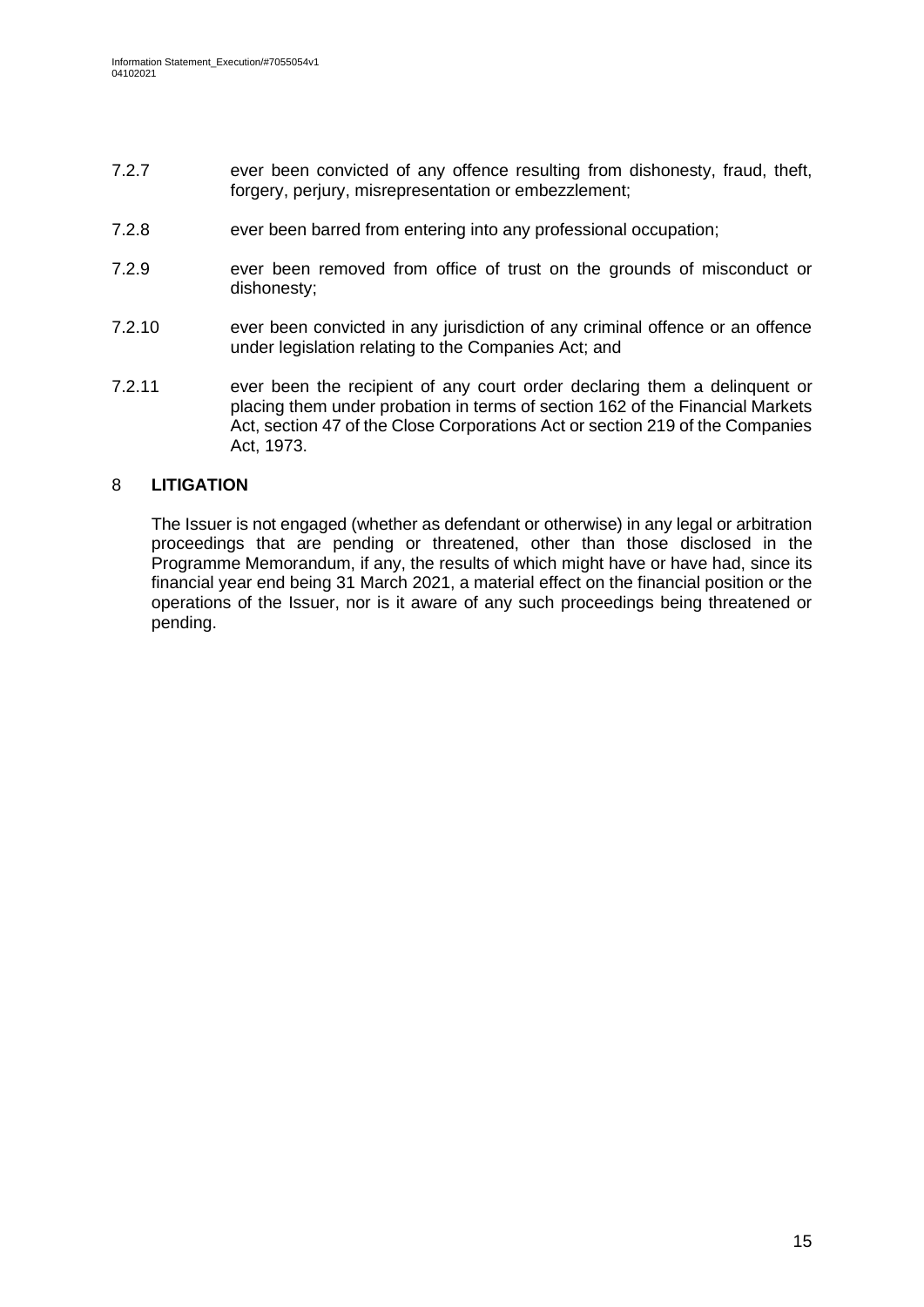7.2.7 ever been convicted of any offence resulting from dishonesty, fraud, theft, forgery, perjury, misrepresentation or embezzlement;

7.2.8 ever been barred from entering into any professional occupation;

7.2.9 ever been removed from office of trust on the grounds of misconduct or dishonesty;

7.2.10 ever been convicted in any jurisdiction of any criminal offence or an offence under legislation relating to the Companies Act; and

7.2.11 ever been the recipient of any court order declaring them a delinquent or placing them under probation in terms of section 162 of the Financial Markets Act, section 47 of the Close Corporations Act or section 219 of the Companies Act, 1973.

## 8 LITIGATION

The Issuer is not engaged (whether as defendant or otherwise) in any legal or arbitration proceedings that are pending or threatened, other than those disclosed in the Programme Memorandum, if any, the results of which might have or have had, since its financial year end being 31 March 2021, a material effect on the financial position or the operations of the Issuer, nor is it aware of any such proceedings being threatened or pending.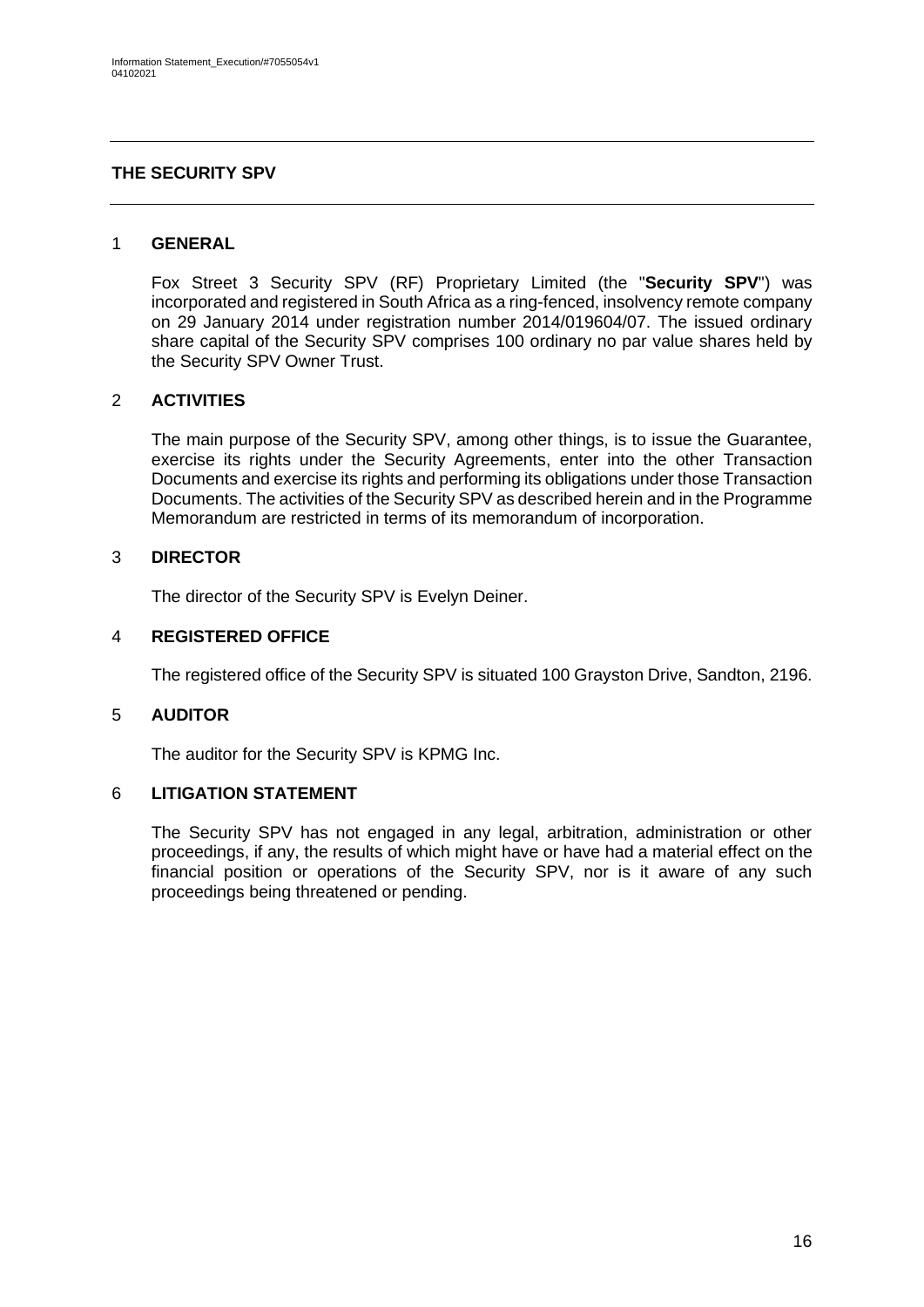## THE SECURITY SPV

### 1 GENERAL

Fox Street 3 Security SPV (RF) Proprietary Limited (the "**Security SPV**") was incorporated and registered in South Africa as a ring-fenced, insolvency remote company on 29 January 2014 under registration number 2014/019604/07. The issued ordinary share capital of the Security SPV comprises 100 ordinary no par value shares held by the Security SPV Owner Trust.

### 2 ACTIVITIES

The main purpose of the Security SPV, among other things, is to issue the Guarantee, exercise its rights under the Security Agreements, enter into the other Transaction Documents and exercise its rights and performing its obligations under those Transaction Documents. The activities of the Security SPV as described herein and in the Programme Memorandum are restricted in terms of its memorandum of incorporation.

### 3 DIRECTOR

The director of the Security SPV is Evelyn Deiner.

### 4 REGISTERED OFFICE

The registered office of the Security SPV is situated 100 Grayston Drive, Sandton, 2196.

### 5 AUDITOR

The auditor for the Security SPV is KPMG Inc.

### 6 LITIGATION STATEMENT

The Security SPV has not engaged in any legal, arbitration, administration or other proceedings, if any, the results of which might have or have had a material effect on the financial position or operations of the Security SPV, nor is it aware of any such proceedings being threatened or pending.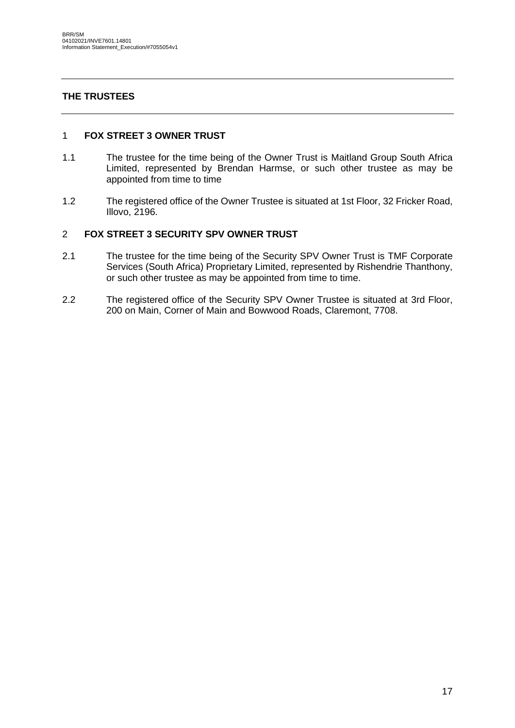## THE TRUSTEES

### 1 FOX STREET 3 OWNER TRUST

1.1 The trustee for the time being of the Owner Trust is Maitland Group South Africa Limited, represented by Brendan Harmse, or such other trustee as may be appointed from time to time

1.2 The registered office of the Owner Trustee is situated at 1st Floor, 32 Fricker Road, Illovo, 2196.

### 2 FOX STREET 3 SECURITY SPV OWNER TRUST

2.1 The trustee for the time being of the Security SPV Owner Trust is TMF Corporate Services (South Africa) Proprietary Limited, represented by Rishendrie Thanthony, or such other trustee as may be appointed from time to time.

2.2 The registered office of the Security SPV Owner Trustee is situated at 3rd Floor, 200 on Main, Corner of Main and Bowwood Roads, Claremont, 7708.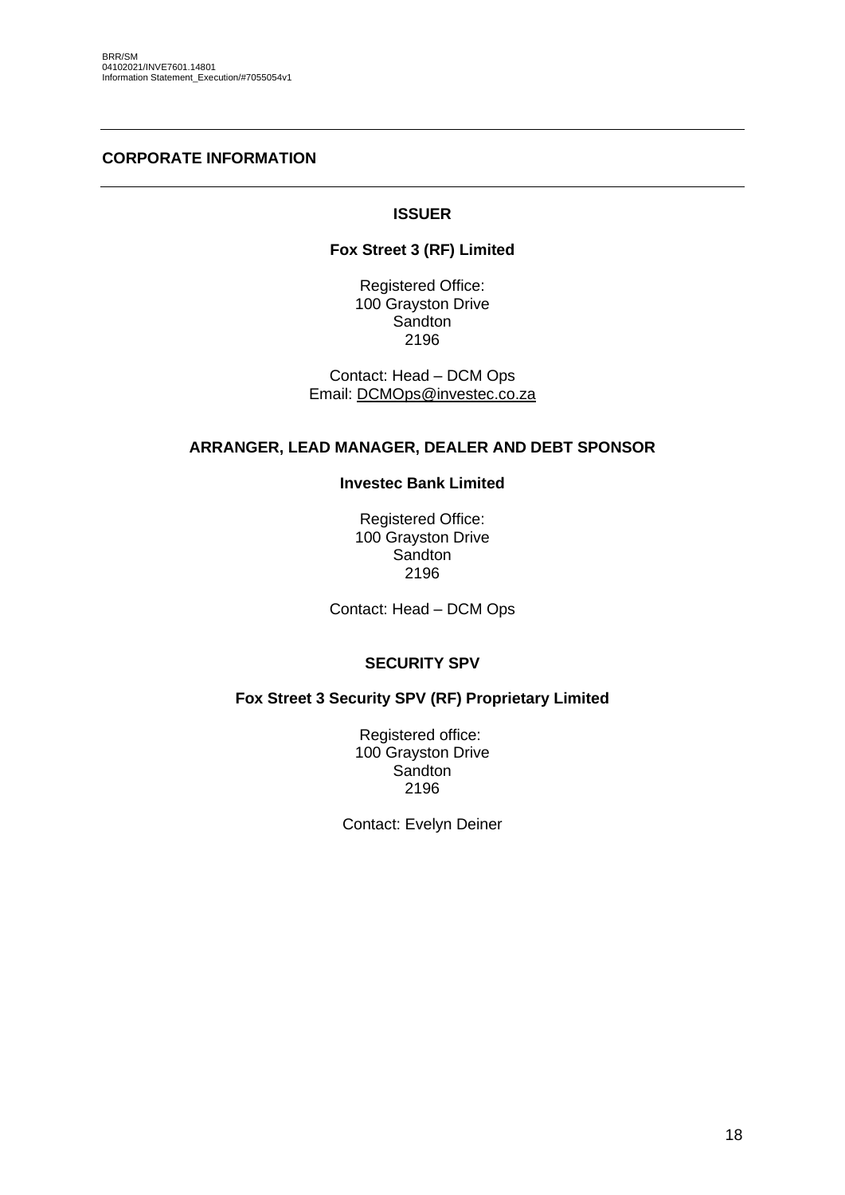## CORPORATE INFORMATION

### ISSUER

**Fox Street 3 (RF) Limited**

Registered Office:
100 Grayston Drive
Sandton
2196

Contact: Head – DCM Ops
Email: DCMOps@investec.co.za

### ARRANGER, LEAD MANAGER, DEALER AND DEBT SPONSOR

**Investec Bank Limited**

Registered Office:
100 Grayston Drive
Sandton
2196

Contact: Head – DCM Ops

### SECURITY SPV

**Fox Street 3 Security SPV (RF) Proprietary Limited**

Registered office:
100 Grayston Drive
Sandton
2196

Contact: Evelyn Deiner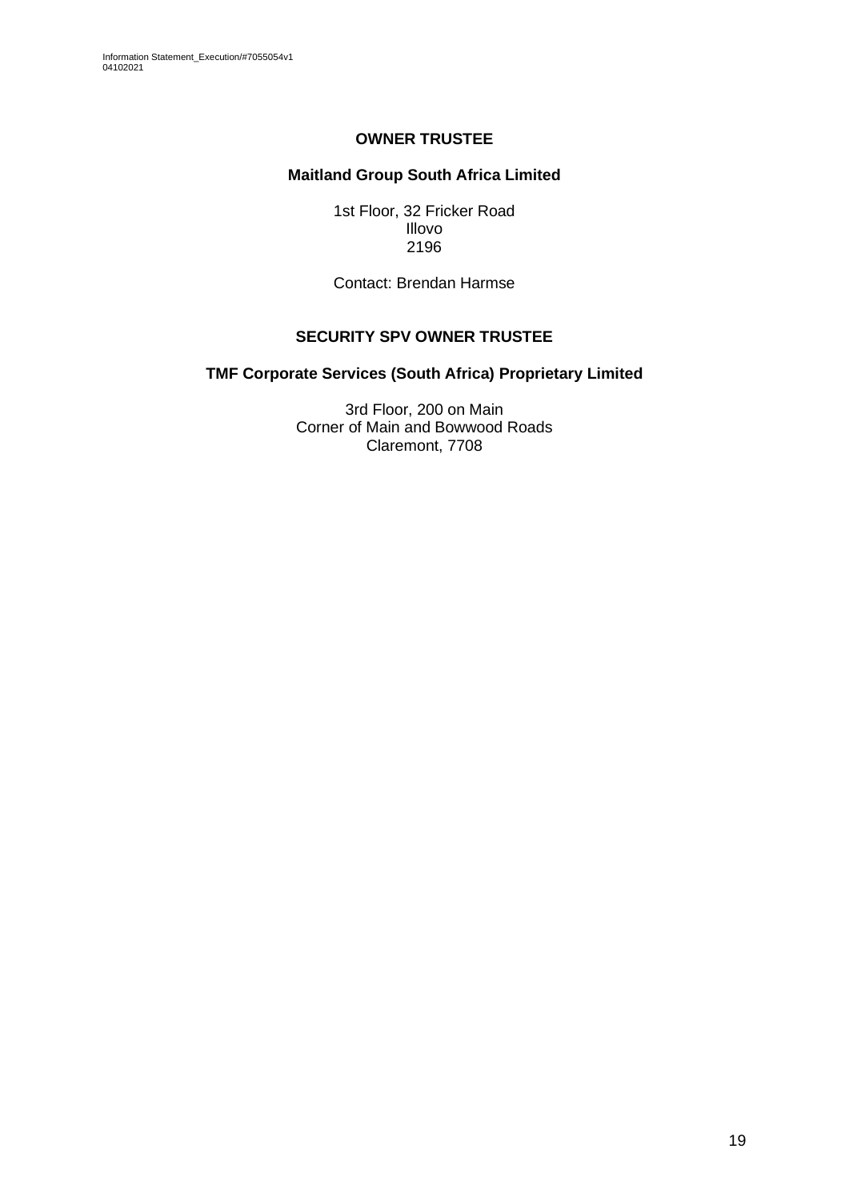**OWNER TRUSTEE**

**Maitland Group South Africa Limited**

1st Floor, 32 Fricker Road
Illovo
2196

Contact: Brendan Harmse

**SECURITY SPV OWNER TRUSTEE**

**TMF Corporate Services (South Africa) Proprietary Limited**

3rd Floor, 200 on Main
Corner of Main and Bowwood Roads
Claremont, 7708